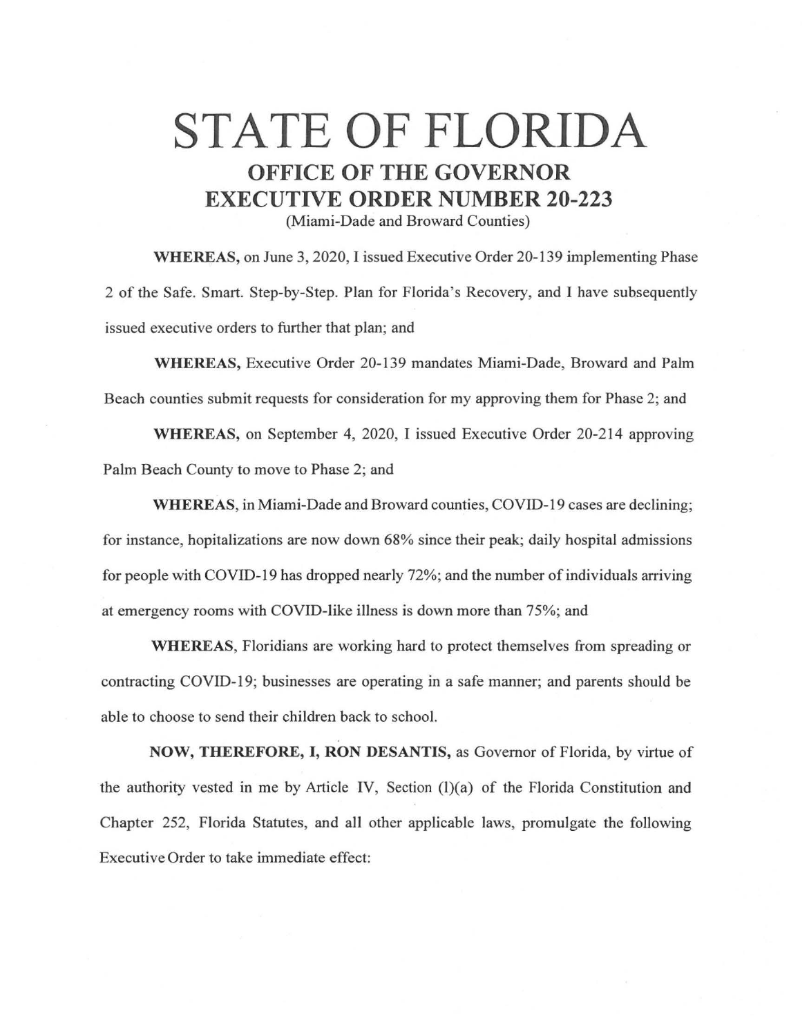# STATE OF FLORIDA

## OFFICE OF THE GOVERNOR

## EXECUTIVE ORDER NUMBER 20-223

(Miami-Dade and Broward Counties)

**WHEREAS,** on June 3, 2020, I issued Executive Order 20-139 implementing Phase 2 of the Safe. Smart. Step-by-Step. Plan for Florida's Recovery, and I have subsequently issued executive orders to further that plan; and

**WHEREAS,** Executive Order 20-139 mandates Miami-Dade, Broward and Palm Beach counties submit requests for consideration for my approving them for Phase 2; and

**WHEREAS,** on September 4, 2020, I issued Executive Order 20-214 approving Palm Beach County to move to Phase 2; and

**WHEREAS,** in Miami-Dade and Broward counties, COVID-19 cases are declining; for instance, hopitalizations are now down 68% since their peak; daily hospital admissions for people with COVID-19 has dropped nearly 72%; and the number of individuals arriving at emergency rooms with COVID-like illness is down more than 75%; and

**WHEREAS,** Floridians are working hard to protect themselves from spreading or contracting COVID-19; businesses are operating in a safe manner; and parents should be able to choose to send their children back to school.

**NOW, THEREFORE, I, RON DESANTIS,** as Governor of Florida, by virtue of the authority vested in me by Article IV, Section (1)(a) of the Florida Constitution and Chapter 252, Florida Statutes, and all other applicable laws, promulgate the following Executive Order to take immediate effect: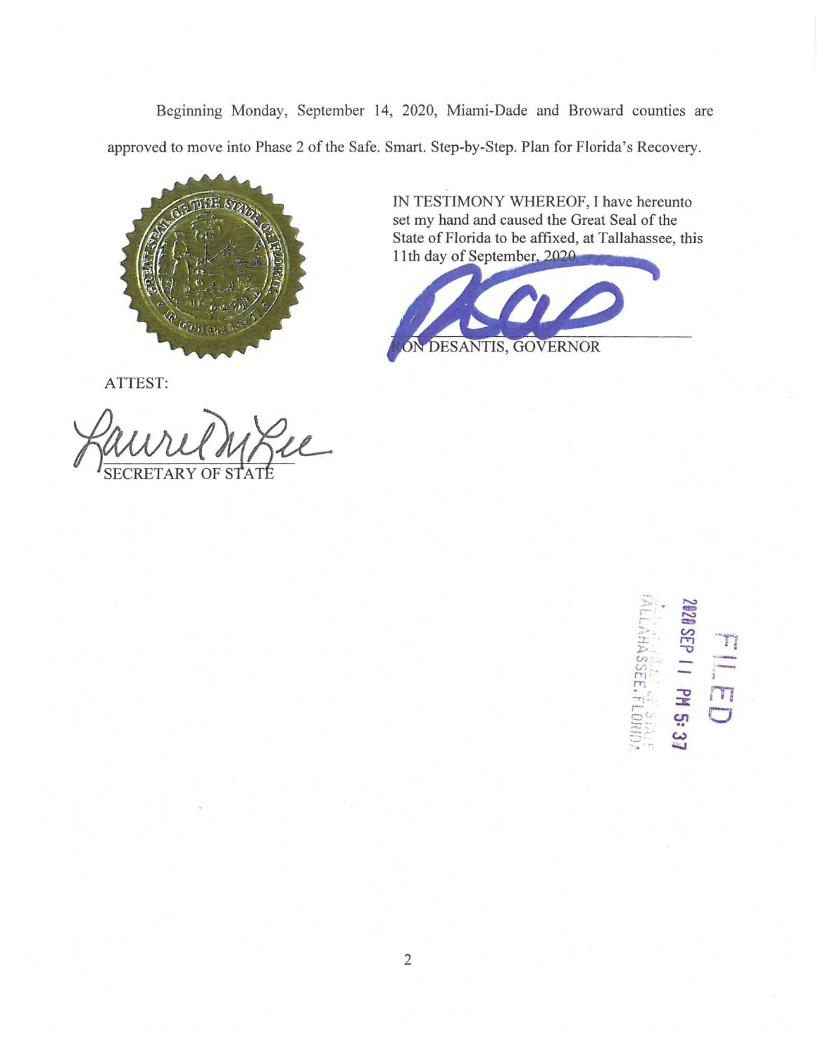Beginning Monday, September 14, 2020, Miami-Dade and Broward counties are approved to move into Phase 2 of the Safe. Smart. Step-by-Step. Plan for Florida's Recovery.

IN TESTIMONY WHEREOF, I have hereunto set my hand and caused the Great Seal of the State of Florida to be affixed, at Tallahassee, this 11th day of September, 2020.

RON DESANTIS, GOVERNOR

ATTEST:

SECRETARY OF STATE

FILED

2020 SEP 11 PM 5:37

TALLAHASSEE, FLORIDA